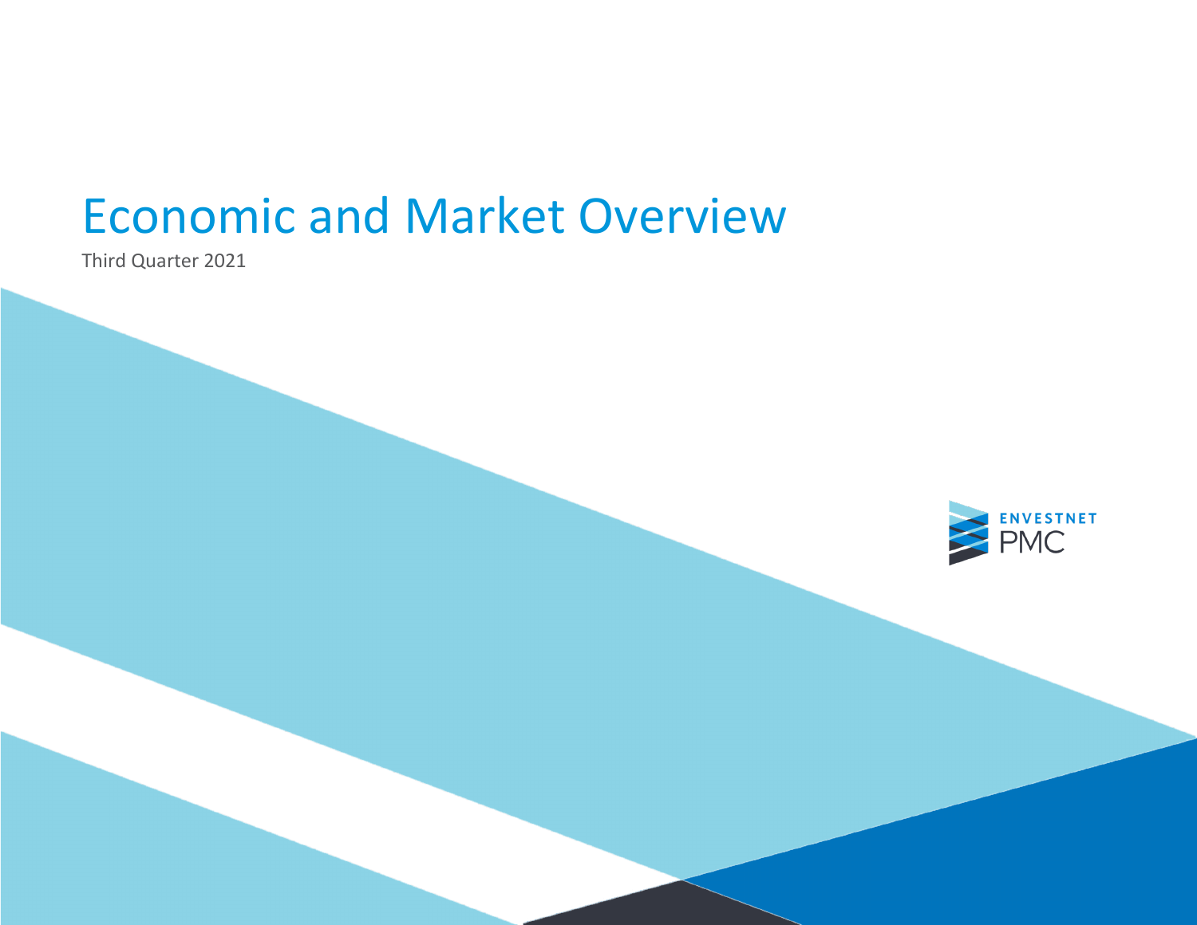# Economic and Market Overview

Third Quarter 2021

ENVESTNET PMC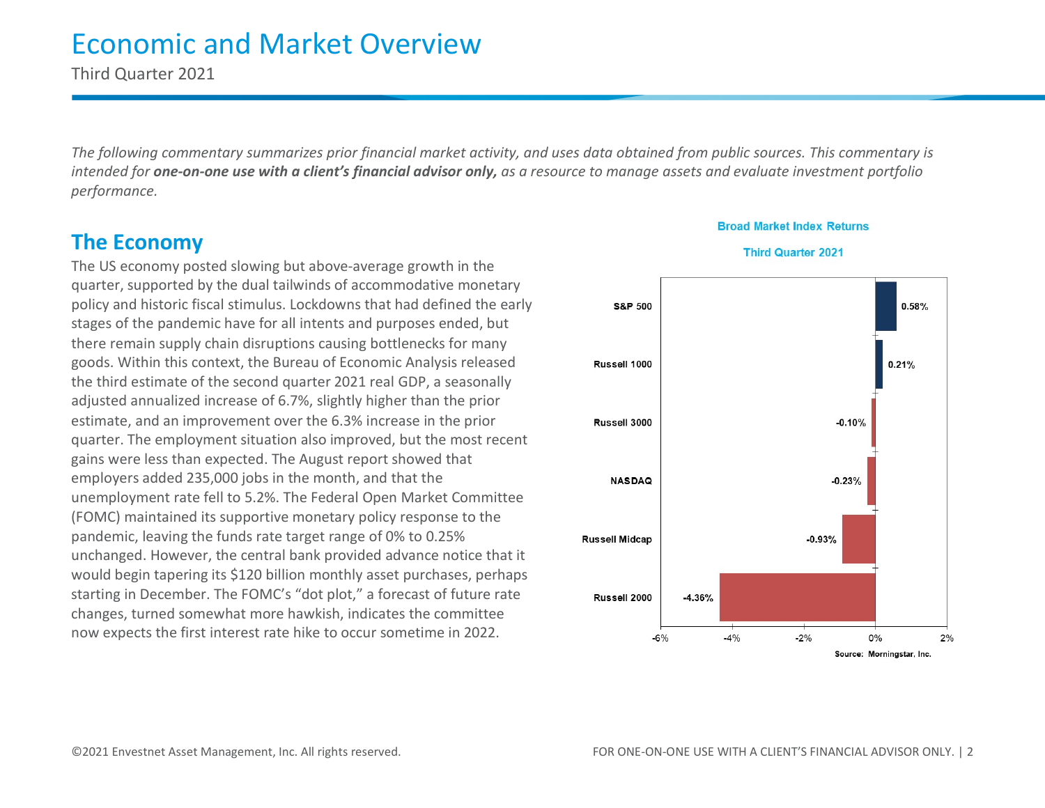# Economic and Market Overview

Third Quarter 2021

*The following commentary summarizes prior financial market activity, and uses data obtained from public sources. This commentary is intended for **one-on-one use with a client's financial advisor only,** as a resource to manage assets and evaluate investment portfolio performance.*

## The Economy

The US economy posted slowing but above-average growth in the quarter, supported by the dual tailwinds of accommodative monetary policy and historic fiscal stimulus. Lockdowns that had defined the early stages of the pandemic have for all intents and purposes ended, but there remain supply chain disruptions causing bottlenecks for many goods. Within this context, the Bureau of Economic Analysis released the third estimate of the second quarter 2021 real GDP, a seasonally adjusted annualized increase of 6.7%, slightly higher than the prior estimate, and an improvement over the 6.3% increase in the prior quarter. The employment situation also improved, but the most recent gains were less than expected. The August report showed that employers added 235,000 jobs in the month, and that the unemployment rate fell to 5.2%. The Federal Open Market Committee (FOMC) maintained its supportive monetary policy response to the pandemic, leaving the funds rate target range of 0% to 0.25% unchanged. However, the central bank provided advance notice that it would begin tapering its $120 billion monthly asset purchases, perhaps starting in December. The FOMC's "dot plot," a forecast of future rate changes, turned somewhat more hawkish, indicates the committee now expects the first interest rate hike to occur sometime in 2022.

**Broad Market Index Returns**

**Third Quarter 2021**

| Index | Return |
|---|---|
| S&P 500 | 0.58% |
| Russell 1000 | 0.21% |
| Russell 3000 | -0.10% |
| NASDAQ | -0.23% |
| Russell Midcap | -0.93% |
| Russell 2000 | -4.36% |

Source: Morningstar, Inc.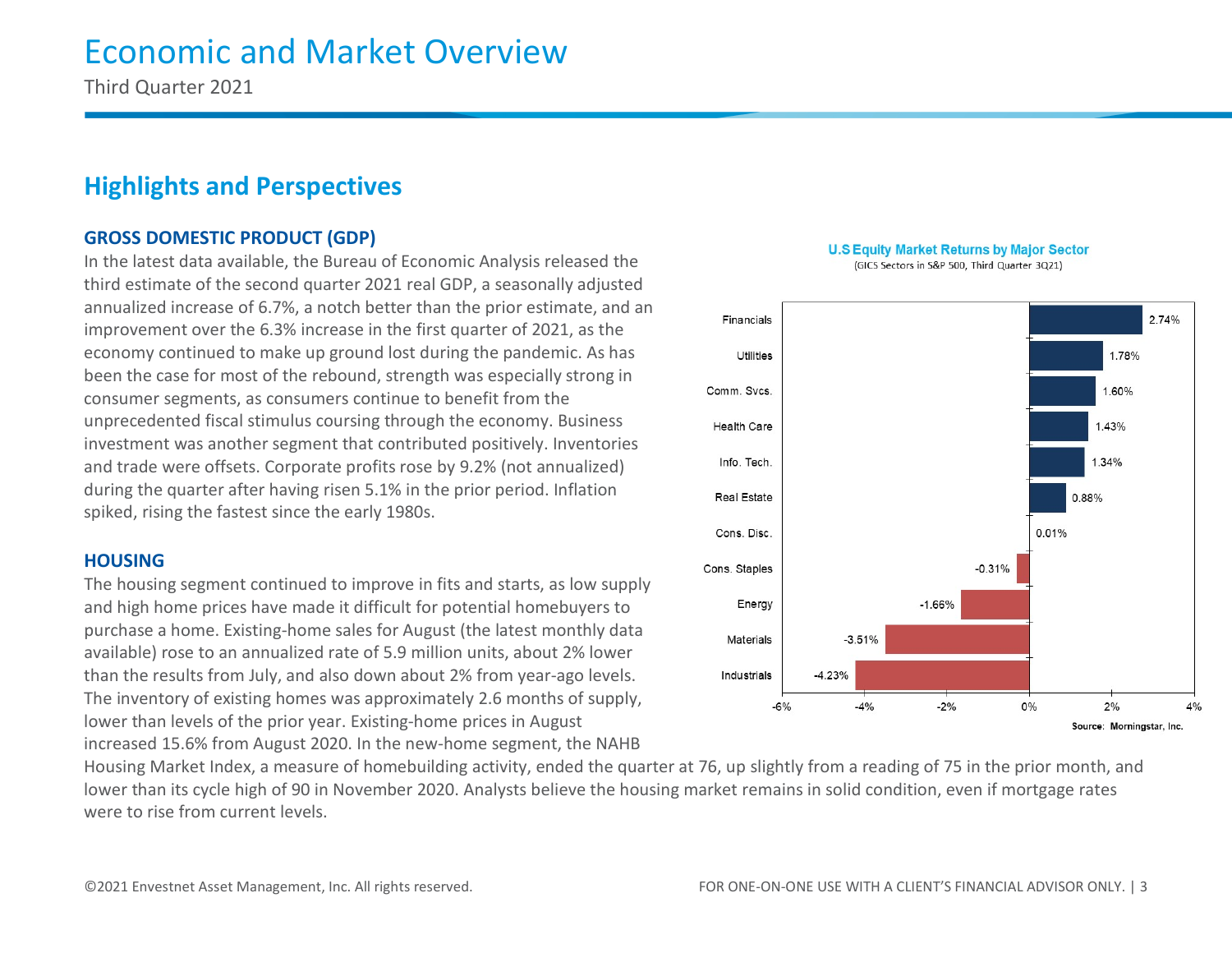# Economic and Market Overview

Third Quarter 2021

## Highlights and Perspectives

### GROSS DOMESTIC PRODUCT (GDP)

In the latest data available, the Bureau of Economic Analysis released the third estimate of the second quarter 2021 real GDP, a seasonally adjusted annualized increase of 6.7%, a notch better than the prior estimate, and an improvement over the 6.3% increase in the first quarter of 2021, as the economy continued to make up ground lost during the pandemic. As has been the case for most of the rebound, strength was especially strong in consumer segments, as consumers continue to benefit from the unprecedented fiscal stimulus coursing through the economy. Business investment was another segment that contributed positively. Inventories and trade were offsets. Corporate profits rose by 9.2% (not annualized) during the quarter after having risen 5.1% in the prior period. Inflation spiked, rising the fastest since the early 1980s.

**U.S Equity Market Returns by Major Sector**
(GICS Sectors in S&P 500, Third Quarter 3Q21)

| Sector | Return |
|---|---|
| Financials | 2.74% |
| Utilities | 1.78% |
| Comm. Svcs. | 1.60% |
| Health Care | 1.43% |
| Info. Tech. | 1.34% |
| Real Estate | 0.88% |
| Cons. Disc. | 0.01% |
| Cons. Staples | -0.31% |
| Energy | -1.66% |
| Materials | -3.51% |
| Industrials | -4.23% |

Source: Morningstar, Inc.

### HOUSING

The housing segment continued to improve in fits and starts, as low supply and high home prices have made it difficult for potential homebuyers to purchase a home. Existing-home sales for August (the latest monthly data available) rose to an annualized rate of 5.9 million units, about 2% lower than the results from July, and also down about 2% from year-ago levels. The inventory of existing homes was approximately 2.6 months of supply, lower than levels of the prior year. Existing-home prices in August increased 15.6% from August 2020. In the new-home segment, the NAHB Housing Market Index, a measure of homebuilding activity, ended the quarter at 76, up slightly from a reading of 75 in the prior month, and lower than its cycle high of 90 in November 2020. Analysts believe the housing market remains in solid condition, even if mortgage rates were to rise from current levels.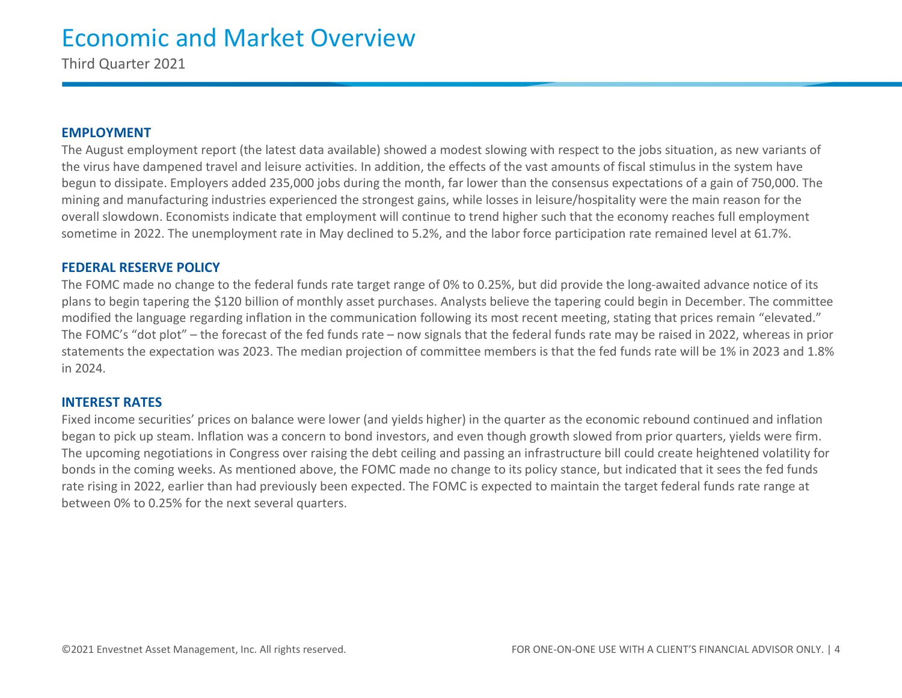# Economic and Market Overview

Third Quarter 2021

## EMPLOYMENT

The August employment report (the latest data available) showed a modest slowing with respect to the jobs situation, as new variants of the virus have dampened travel and leisure activities. In addition, the effects of the vast amounts of fiscal stimulus in the system have begun to dissipate. Employers added 235,000 jobs during the month, far lower than the consensus expectations of a gain of 750,000. The mining and manufacturing industries experienced the strongest gains, while losses in leisure/hospitality were the main reason for the overall slowdown. Economists indicate that employment will continue to trend higher such that the economy reaches full employment sometime in 2022. The unemployment rate in May declined to 5.2%, and the labor force participation rate remained level at 61.7%.

## FEDERAL RESERVE POLICY

The FOMC made no change to the federal funds rate target range of 0% to 0.25%, but did provide the long-awaited advance notice of its plans to begin tapering the $120 billion of monthly asset purchases. Analysts believe the tapering could begin in December. The committee modified the language regarding inflation in the communication following its most recent meeting, stating that prices remain "elevated." The FOMC's "dot plot" – the forecast of the fed funds rate – now signals that the federal funds rate may be raised in 2022, whereas in prior statements the expectation was 2023. The median projection of committee members is that the fed funds rate will be 1% in 2023 and 1.8% in 2024.

## INTEREST RATES

Fixed income securities' prices on balance were lower (and yields higher) in the quarter as the economic rebound continued and inflation began to pick up steam. Inflation was a concern to bond investors, and even though growth slowed from prior quarters, yields were firm. The upcoming negotiations in Congress over raising the debt ceiling and passing an infrastructure bill could create heightened volatility for bonds in the coming weeks. As mentioned above, the FOMC made no change to its policy stance, but indicated that it sees the fed funds rate rising in 2022, earlier than had previously been expected. The FOMC is expected to maintain the target federal funds rate range at between 0% to 0.25% for the next several quarters.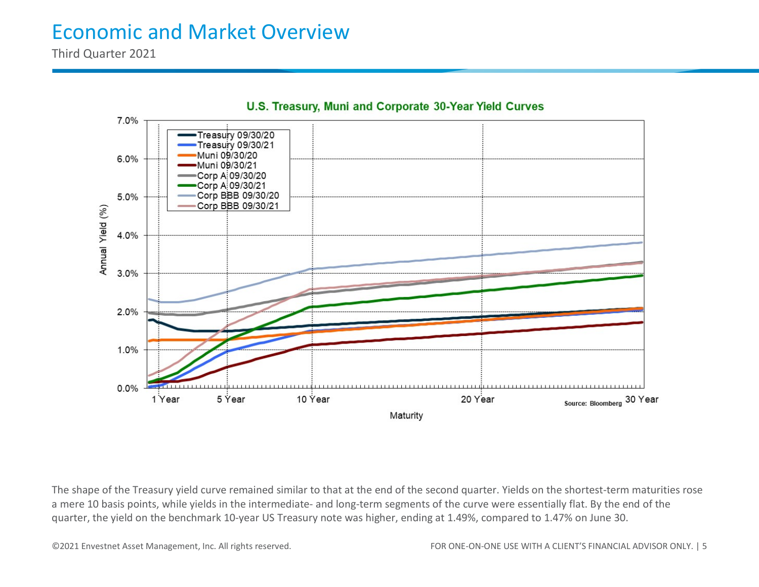# Economic and Market Overview

Third Quarter 2021

The shape of the Treasury yield curve remained similar to that at the end of the second quarter. Yields on the shortest-term maturities rose a mere 10 basis points, while yields in the intermediate- and long-term segments of the curve were essentially flat. By the end of the quarter, the yield on the benchmark 10-year US Treasury note was higher, ending at 1.49%, compared to 1.47% on June 30.

©2021 Envestnet Asset Management, Inc. All rights reserved.

FOR ONE-ON-ONE USE WITH A CLIENT'S FINANCIAL ADVISOR ONLY.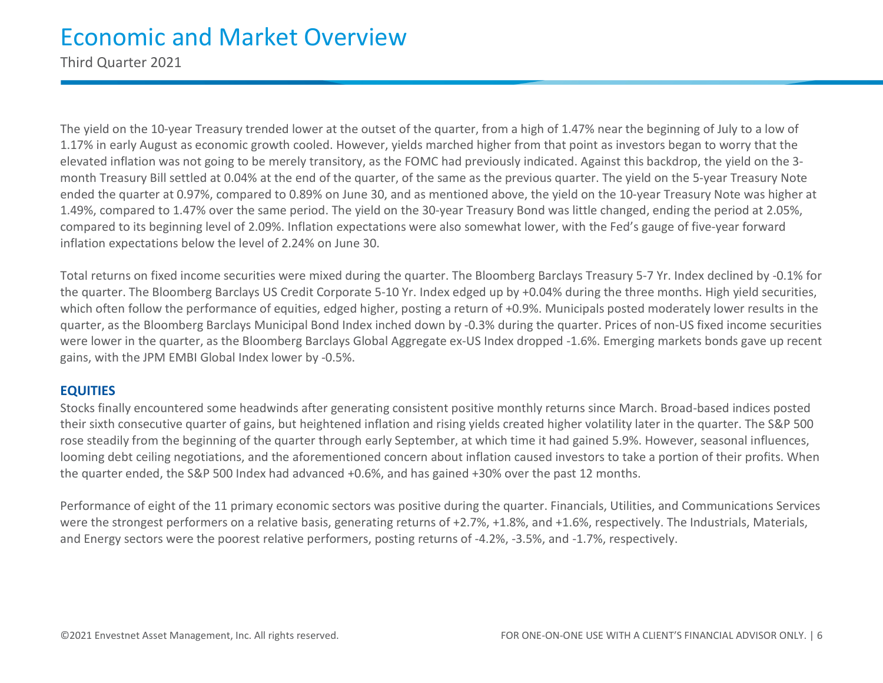# Economic and Market Overview

Third Quarter 2021

The yield on the 10-year Treasury trended lower at the outset of the quarter, from a high of 1.47% near the beginning of July to a low of 1.17% in early August as economic growth cooled. However, yields marched higher from that point as investors began to worry that the elevated inflation was not going to be merely transitory, as the FOMC had previously indicated. Against this backdrop, the yield on the 3-month Treasury Bill settled at 0.04% at the end of the quarter, of the same as the previous quarter. The yield on the 5-year Treasury Note ended the quarter at 0.97%, compared to 0.89% on June 30, and as mentioned above, the yield on the 10-year Treasury Note was higher at 1.49%, compared to 1.47% over the same period. The yield on the 30-year Treasury Bond was little changed, ending the period at 2.05%, compared to its beginning level of 2.09%. Inflation expectations were also somewhat lower, with the Fed's gauge of five-year forward inflation expectations below the level of 2.24% on June 30.

Total returns on fixed income securities were mixed during the quarter. The Bloomberg Barclays Treasury 5-7 Yr. Index declined by -0.1% for the quarter. The Bloomberg Barclays US Credit Corporate 5-10 Yr. Index edged up by +0.04% during the three months. High yield securities, which often follow the performance of equities, edged higher, posting a return of +0.9%. Municipals posted moderately lower results in the quarter, as the Bloomberg Barclays Municipal Bond Index inched down by -0.3% during the quarter. Prices of non-US fixed income securities were lower in the quarter, as the Bloomberg Barclays Global Aggregate ex-US Index dropped -1.6%. Emerging markets bonds gave up recent gains, with the JPM EMBI Global Index lower by -0.5%.

## EQUITIES

Stocks finally encountered some headwinds after generating consistent positive monthly returns since March. Broad-based indices posted their sixth consecutive quarter of gains, but heightened inflation and rising yields created higher volatility later in the quarter. The S&P 500 rose steadily from the beginning of the quarter through early September, at which time it had gained 5.9%. However, seasonal influences, looming debt ceiling negotiations, and the aforementioned concern about inflation caused investors to take a portion of their profits. When the quarter ended, the S&P 500 Index had advanced +0.6%, and has gained +30% over the past 12 months.

Performance of eight of the 11 primary economic sectors was positive during the quarter. Financials, Utilities, and Communications Services were the strongest performers on a relative basis, generating returns of +2.7%, +1.8%, and +1.6%, respectively. The Industrials, Materials, and Energy sectors were the poorest relative performers, posting returns of -4.2%, -3.5%, and -1.7%, respectively.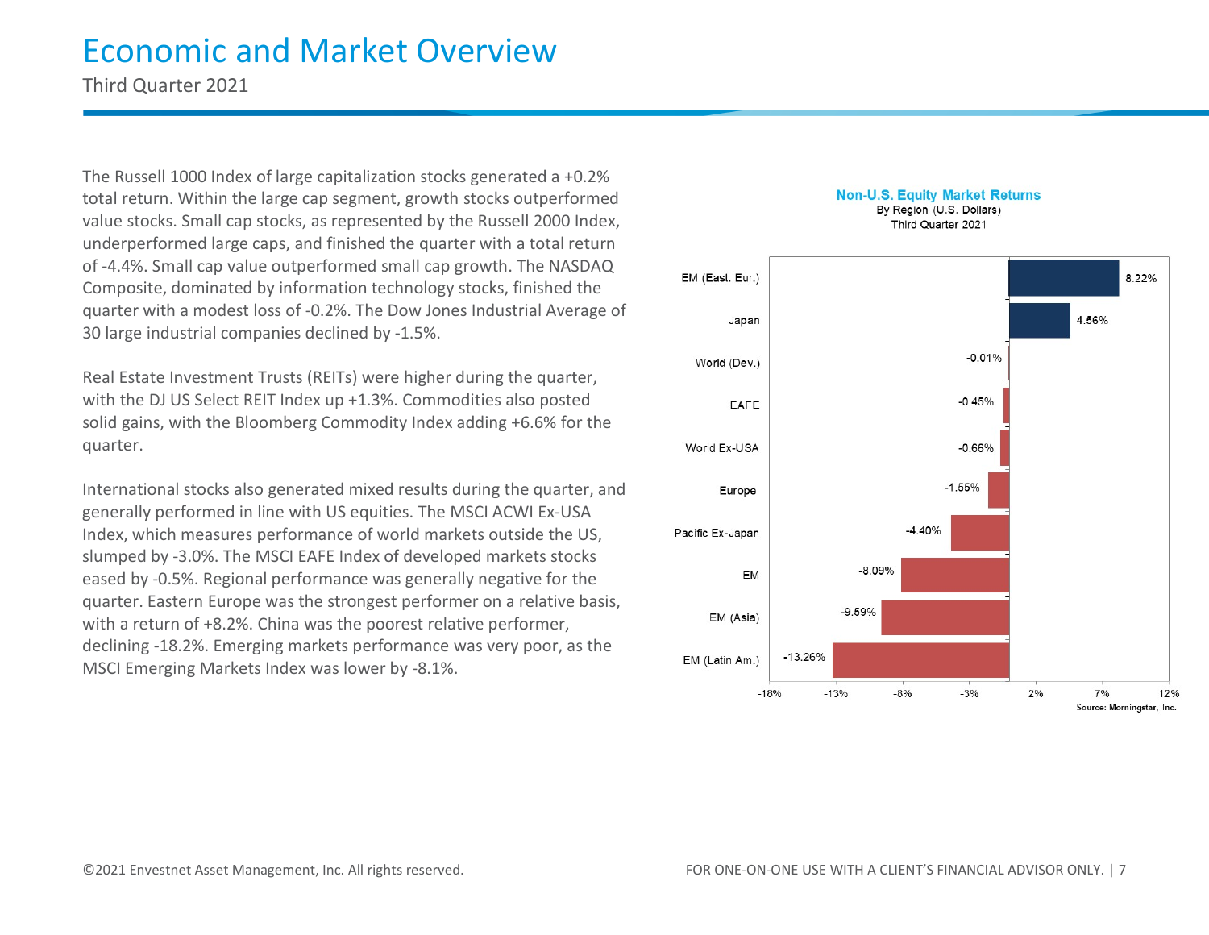# Economic and Market Overview

Third Quarter 2021

The Russell 1000 Index of large capitalization stocks generated a +0.2% total return. Within the large cap segment, growth stocks outperformed value stocks. Small cap stocks, as represented by the Russell 2000 Index, underperformed large caps, and finished the quarter with a total return of -4.4%. Small cap value outperformed small cap growth. The NASDAQ Composite, dominated by information technology stocks, finished the quarter with a modest loss of -0.2%. The Dow Jones Industrial Average of 30 large industrial companies declined by -1.5%.

Real Estate Investment Trusts (REITs) were higher during the quarter, with the DJ US Select REIT Index up +1.3%. Commodities also posted solid gains, with the Bloomberg Commodity Index adding +6.6% for the quarter.

International stocks also generated mixed results during the quarter, and generally performed in line with US equities. The MSCI ACWI Ex-USA Index, which measures performance of world markets outside the US, slumped by -3.0%. The MSCI EAFE Index of developed markets stocks eased by -0.5%. Regional performance was generally negative for the quarter. Eastern Europe was the strongest performer on a relative basis, with a return of +8.2%. China was the poorest relative performer, declining -18.2%. Emerging markets performance was very poor, as the MSCI Emerging Markets Index was lower by -8.1%.

**Non-U.S. Equity Market Returns**
By Region (U.S. Dollars)
Third Quarter 2021

| Region | Return |
|---|---|
| EM (East. Eur.) | 8.22% |
| Japan | 4.56% |
| World (Dev.) | -0.01% |
| EAFE | -0.45% |
| World Ex-USA | -0.66% |
| Europe | -1.55% |
| Pacific Ex-Japan | -4.40% |
| EM | -8.09% |
| EM (Asia) | -9.59% |
| EM (Latin Am.) | -13.26% |

Source: Morningstar, Inc.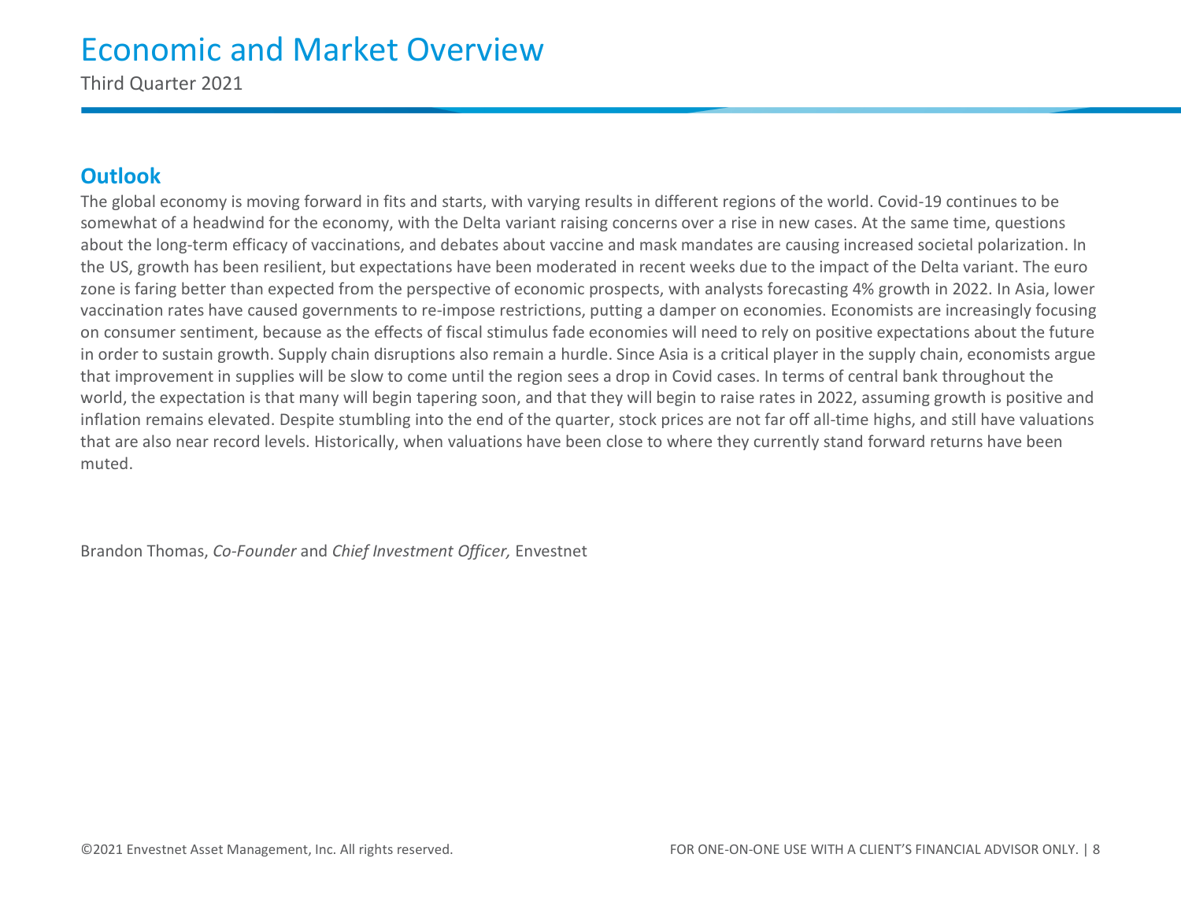# Economic and Market Overview

Third Quarter 2021

## Outlook

The global economy is moving forward in fits and starts, with varying results in different regions of the world. Covid-19 continues to be somewhat of a headwind for the economy, with the Delta variant raising concerns over a rise in new cases. At the same time, questions about the long-term efficacy of vaccinations, and debates about vaccine and mask mandates are causing increased societal polarization. In the US, growth has been resilient, but expectations have been moderated in recent weeks due to the impact of the Delta variant. The euro zone is faring better than expected from the perspective of economic prospects, with analysts forecasting 4% growth in 2022. In Asia, lower vaccination rates have caused governments to re-impose restrictions, putting a damper on economies. Economists are increasingly focusing on consumer sentiment, because as the effects of fiscal stimulus fade economies will need to rely on positive expectations about the future in order to sustain growth. Supply chain disruptions also remain a hurdle. Since Asia is a critical player in the supply chain, economists argue that improvement in supplies will be slow to come until the region sees a drop in Covid cases. In terms of central bank throughout the world, the expectation is that many will begin tapering soon, and that they will begin to raise rates in 2022, assuming growth is positive and inflation remains elevated. Despite stumbling into the end of the quarter, stock prices are not far off all-time highs, and still have valuations that are also near record levels. Historically, when valuations have been close to where they currently stand forward returns have been muted.

Brandon Thomas, *Co-Founder* and *Chief Investment Officer,* Envestnet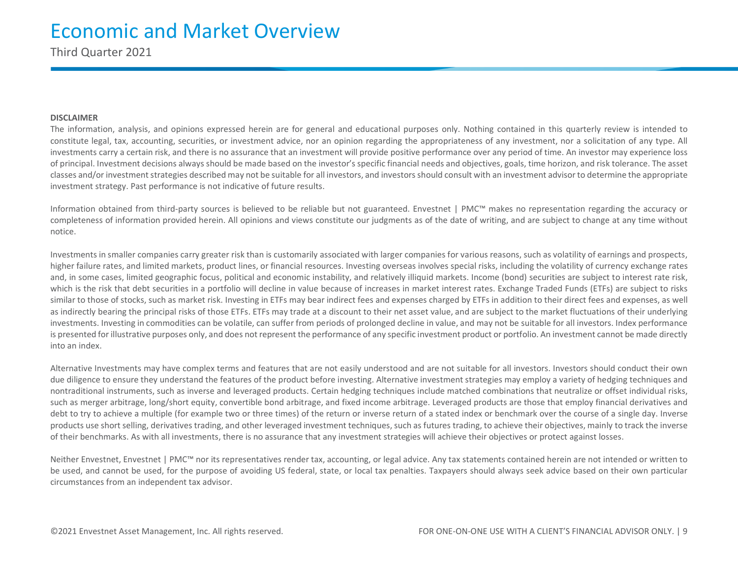# Economic and Market Overview

Third Quarter 2021

**DISCLAIMER**

The information, analysis, and opinions expressed herein are for general and educational purposes only. Nothing contained in this quarterly review is intended to constitute legal, tax, accounting, securities, or investment advice, nor an opinion regarding the appropriateness of any investment, nor a solicitation of any type. All investments carry a certain risk, and there is no assurance that an investment will provide positive performance over any period of time. An investor may experience loss of principal. Investment decisions always should be made based on the investor's specific financial needs and objectives, goals, time horizon, and risk tolerance. The asset classes and/or investment strategies described may not be suitable for all investors, and investors should consult with an investment advisor to determine the appropriate investment strategy. Past performance is not indicative of future results.

Information obtained from third-party sources is believed to be reliable but not guaranteed. Envestnet | PMC™ makes no representation regarding the accuracy or completeness of information provided herein. All opinions and views constitute our judgments as of the date of writing, and are subject to change at any time without notice.

Investments in smaller companies carry greater risk than is customarily associated with larger companies for various reasons, such as volatility of earnings and prospects, higher failure rates, and limited markets, product lines, or financial resources. Investing overseas involves special risks, including the volatility of currency exchange rates and, in some cases, limited geographic focus, political and economic instability, and relatively illiquid markets. Income (bond) securities are subject to interest rate risk, which is the risk that debt securities in a portfolio will decline in value because of increases in market interest rates. Exchange Traded Funds (ETFs) are subject to risks similar to those of stocks, such as market risk. Investing in ETFs may bear indirect fees and expenses charged by ETFs in addition to their direct fees and expenses, as well as indirectly bearing the principal risks of those ETFs. ETFs may trade at a discount to their net asset value, and are subject to the market fluctuations of their underlying investments. Investing in commodities can be volatile, can suffer from periods of prolonged decline in value, and may not be suitable for all investors. Index performance is presented for illustrative purposes only, and does not represent the performance of any specific investment product or portfolio. An investment cannot be made directly into an index.

Alternative Investments may have complex terms and features that are not easily understood and are not suitable for all investors. Investors should conduct their own due diligence to ensure they understand the features of the product before investing. Alternative investment strategies may employ a variety of hedging techniques and nontraditional instruments, such as inverse and leveraged products. Certain hedging techniques include matched combinations that neutralize or offset individual risks, such as merger arbitrage, long/short equity, convertible bond arbitrage, and fixed income arbitrage. Leveraged products are those that employ financial derivatives and debt to try to achieve a multiple (for example two or three times) of the return or inverse return of a stated index or benchmark over the course of a single day. Inverse products use short selling, derivatives trading, and other leveraged investment techniques, such as futures trading, to achieve their objectives, mainly to track the inverse of their benchmarks. As with all investments, there is no assurance that any investment strategies will achieve their objectives or protect against losses.

Neither Envestnet, Envestnet | PMC™ nor its representatives render tax, accounting, or legal advice. Any tax statements contained herein are not intended or written to be used, and cannot be used, for the purpose of avoiding US federal, state, or local tax penalties. Taxpayers should always seek advice based on their own particular circumstances from an independent tax advisor.

©2021 Envestnet Asset Management, Inc. All rights reserved.

FOR ONE-ON-ONE USE WITH A CLIENT'S FINANCIAL ADVISOR ONLY.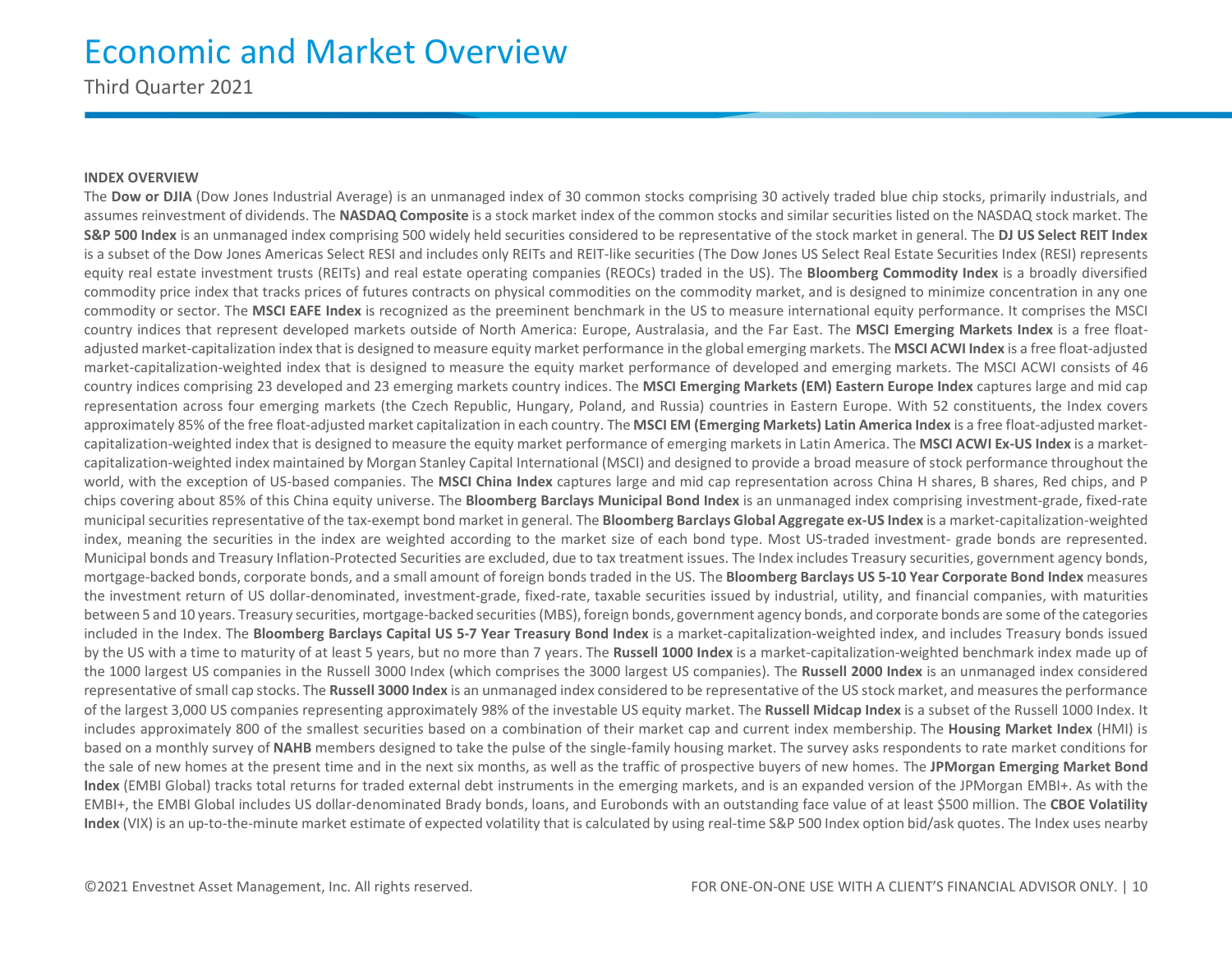**INDEX OVERVIEW**

The **Dow or DJIA** (Dow Jones Industrial Average) is an unmanaged index of 30 common stocks comprising 30 actively traded blue chip stocks, primarily industrials, and assumes reinvestment of dividends. The **NASDAQ Composite** is a stock market index of the common stocks and similar securities listed on the NASDAQ stock market. The **S&P 500 Index** is an unmanaged index comprising 500 widely held securities considered to be representative of the stock market in general. The **DJ US Select REIT Index** is a subset of the Dow Jones Americas Select RESI and includes only REITs and REIT-like securities (The Dow Jones US Select Real Estate Securities Index (RESI) represents equity real estate investment trusts (REITs) and real estate operating companies (REOCs) traded in the US). The **Bloomberg Commodity Index** is a broadly diversified commodity price index that tracks prices of futures contracts on physical commodities on the commodity market, and is designed to minimize concentration in any one commodity or sector. The **MSCI EAFE Index** is recognized as the preeminent benchmark in the US to measure international equity performance. It comprises the MSCI country indices that represent developed markets outside of North America: Europe, Australasia, and the Far East. The **MSCI Emerging Markets Index** is a free float-adjusted market-capitalization index that is designed to measure equity market performance in the global emerging markets. The **MSCI ACWI Index** is a free float-adjusted market-capitalization-weighted index that is designed to measure the equity market performance of developed and emerging markets. The MSCI ACWI consists of 46 country indices comprising 23 developed and 23 emerging markets country indices. The **MSCI Emerging Markets (EM) Eastern Europe Index** captures large and mid cap representation across four emerging markets (the Czech Republic, Hungary, Poland, and Russia) countries in Eastern Europe. With 52 constituents, the Index covers approximately 85% of the free float-adjusted market capitalization in each country. The **MSCI EM (Emerging Markets) Latin America Index** is a free float-adjusted market-capitalization-weighted index that is designed to measure the equity market performance of emerging markets in Latin America. The **MSCI ACWI Ex-US Index** is a market-capitalization-weighted index maintained by Morgan Stanley Capital International (MSCI) and designed to provide a broad measure of stock performance throughout the world, with the exception of US-based companies. The **MSCI China Index** captures large and mid cap representation across China H shares, B shares, Red chips, and P chips covering about 85% of this China equity universe. The **Bloomberg Barclays Municipal Bond Index** is an unmanaged index comprising investment-grade, fixed-rate municipal securities representative of the tax-exempt bond market in general. The **Bloomberg Barclays Global Aggregate ex-US Index** is a market-capitalization-weighted index, meaning the securities in the index are weighted according to the market size of each bond type. Most US-traded investment- grade bonds are represented. Municipal bonds and Treasury Inflation-Protected Securities are excluded, due to tax treatment issues. The Index includes Treasury securities, government agency bonds, mortgage-backed bonds, corporate bonds, and a small amount of foreign bonds traded in the US. The **Bloomberg Barclays US 5-10 Year Corporate Bond Index** measures the investment return of US dollar-denominated, investment-grade, fixed-rate, taxable securities issued by industrial, utility, and financial companies, with maturities between 5 and 10 years. Treasury securities, mortgage-backed securities (MBS), foreign bonds, government agency bonds, and corporate bonds are some of the categories included in the Index. The **Bloomberg Barclays Capital US 5-7 Year Treasury Bond Index** is a market-capitalization-weighted index, and includes Treasury bonds issued by the US with a time to maturity of at least 5 years, but no more than 7 years. The **Russell 1000 Index** is a market-capitalization-weighted benchmark index made up of the 1000 largest US companies in the Russell 3000 Index (which comprises the 3000 largest US companies). The **Russell 2000 Index** is an unmanaged index considered representative of small cap stocks. The **Russell 3000 Index** is an unmanaged index considered to be representative of the US stock market, and measures the performance of the largest 3,000 US companies representing approximately 98% of the investable US equity market. The **Russell Midcap Index** is a subset of the Russell 1000 Index. It includes approximately 800 of the smallest securities based on a combination of their market cap and current index membership. The **Housing Market Index** (HMI) is based on a monthly survey of **NAHB** members designed to take the pulse of the single-family housing market. The survey asks respondents to rate market conditions for the sale of new homes at the present time and in the next six months, as well as the traffic of prospective buyers of new homes. The **JPMorgan Emerging Market Bond Index** (EMBI Global) tracks total returns for traded external debt instruments in the emerging markets, and is an expanded version of the JPMorgan EMBI+. As with the EMBI+, the EMBI Global includes US dollar-denominated Brady bonds, loans, and Eurobonds with an outstanding face value of at least $500 million. The **CBOE Volatility Index** (VIX) is an up-to-the-minute market estimate of expected volatility that is calculated by using real-time S&P 500 Index option bid/ask quotes. The Index uses nearby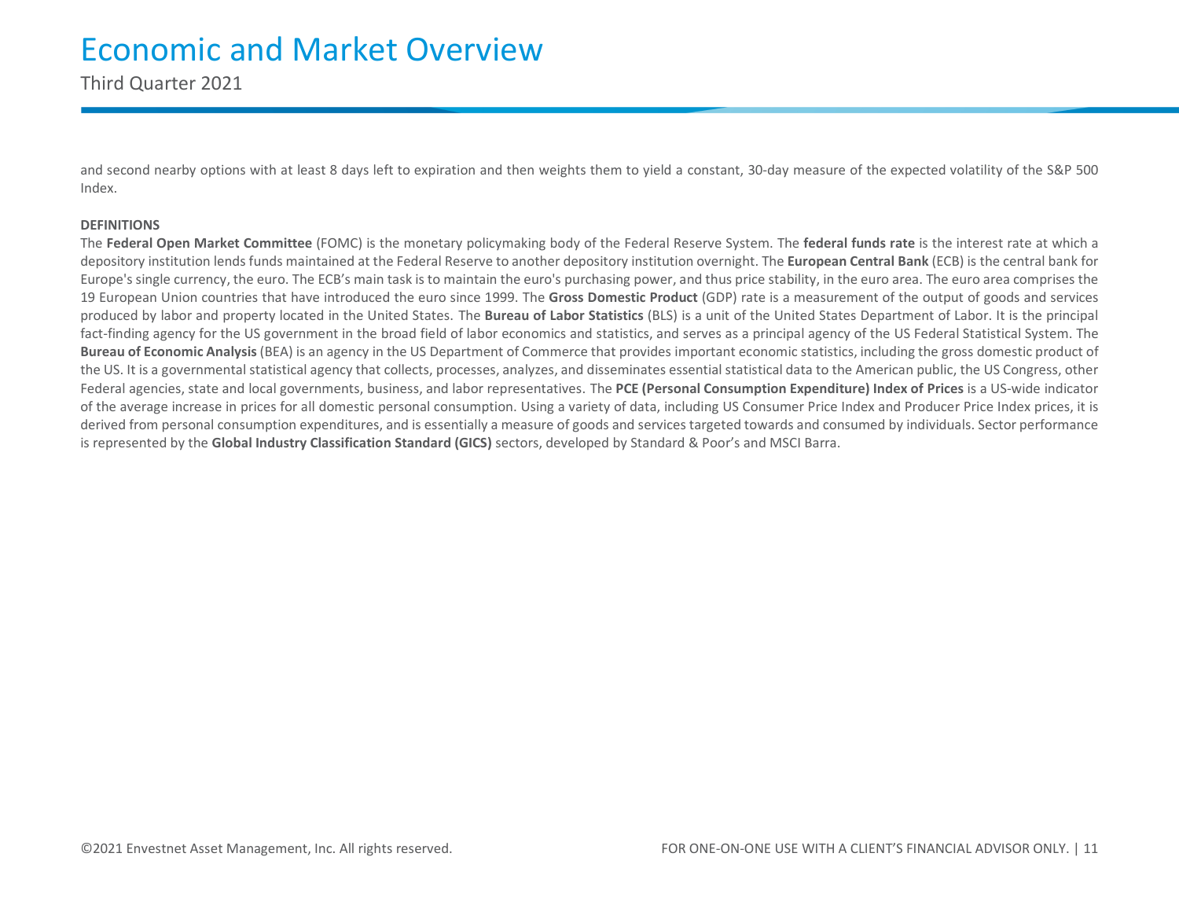and second nearby options with at least 8 days left to expiration and then weights them to yield a constant, 30-day measure of the expected volatility of the S&P 500 Index.

**DEFINITIONS**

The **Federal Open Market Committee** (FOMC) is the monetary policymaking body of the Federal Reserve System. The **federal funds rate** is the interest rate at which a depository institution lends funds maintained at the Federal Reserve to another depository institution overnight. The **European Central Bank** (ECB) is the central bank for Europe's single currency, the euro. The ECB's main task is to maintain the euro's purchasing power, and thus price stability, in the euro area. The euro area comprises the 19 European Union countries that have introduced the euro since 1999. The **Gross Domestic Product** (GDP) rate is a measurement of the output of goods and services produced by labor and property located in the United States. The **Bureau of Labor Statistics** (BLS) is a unit of the United States Department of Labor. It is the principal fact-finding agency for the US government in the broad field of labor economics and statistics, and serves as a principal agency of the US Federal Statistical System. The **Bureau of Economic Analysis** (BEA) is an agency in the US Department of Commerce that provides important economic statistics, including the gross domestic product of the US. It is a governmental statistical agency that collects, processes, analyzes, and disseminates essential statistical data to the American public, the US Congress, other Federal agencies, state and local governments, business, and labor representatives. The **PCE (Personal Consumption Expenditure) Index of Prices** is a US-wide indicator of the average increase in prices for all domestic personal consumption. Using a variety of data, including US Consumer Price Index and Producer Price Index prices, it is derived from personal consumption expenditures, and is essentially a measure of goods and services targeted towards and consumed by individuals. Sector performance is represented by the **Global Industry Classification Standard (GICS)** sectors, developed by Standard & Poor's and MSCI Barra.